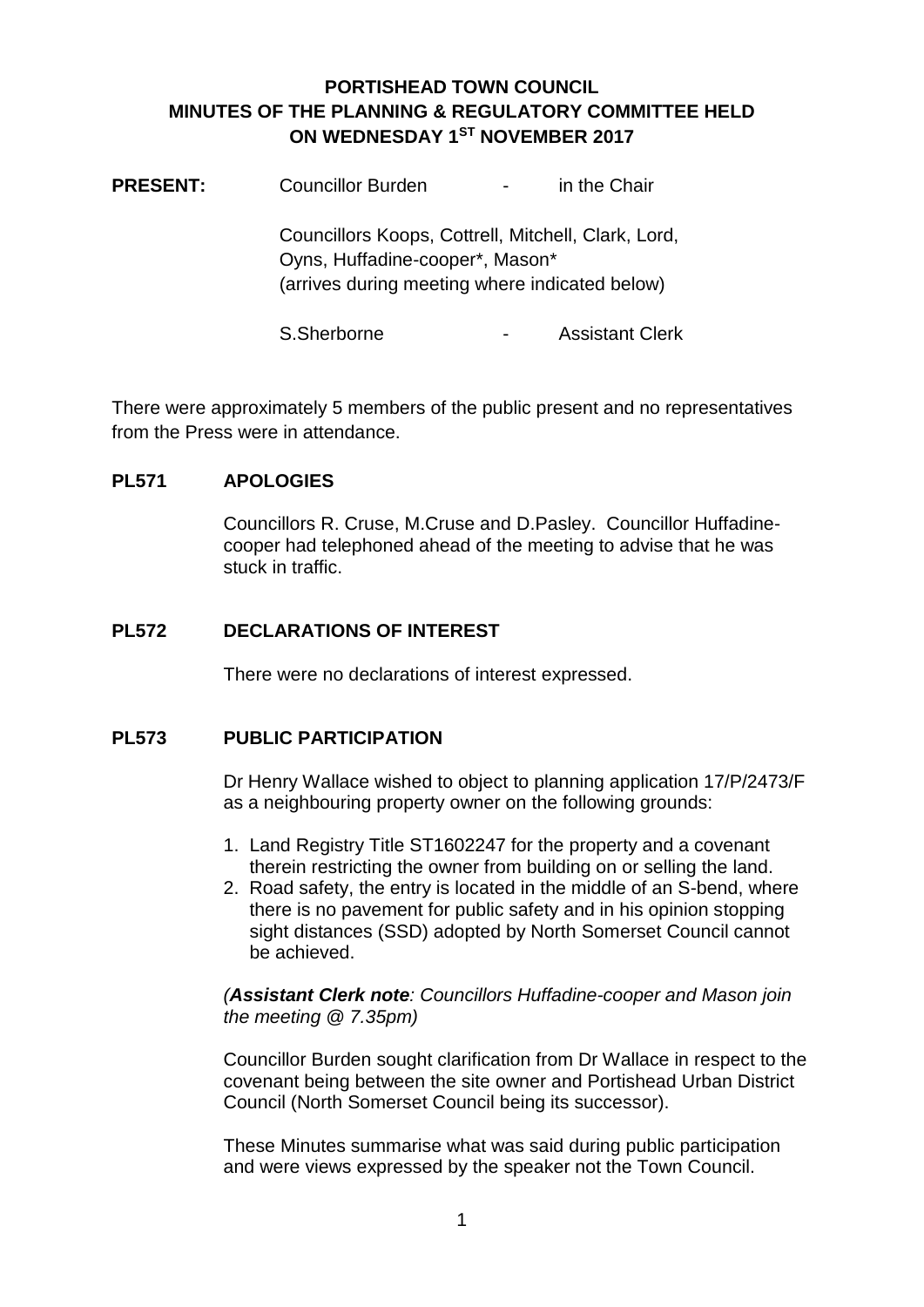# PORTISHEAD TOWN COUNCIL
# MINUTES OF THE PLANNING & REGULATORY COMMITTEE HELD ON WEDNESDAY 1ST NOVEMBER 2017

**PRESENT:** Councillor Burden - in the Chair

Councillors Koops, Cottrell, Mitchell, Clark, Lord, Oyns, Huffadine-cooper*, Mason*
(arrives during meeting where indicated below)

S.Sherborne - Assistant Clerk

There were approximately 5 members of the public present and no representatives from the Press were in attendance.

## PL571 APOLOGIES

Councillors R. Cruse, M.Cruse and D.Pasley. Councillor Huffadine-cooper had telephoned ahead of the meeting to advise that he was stuck in traffic.

## PL572 DECLARATIONS OF INTEREST

There were no declarations of interest expressed.

## PL573 PUBLIC PARTICIPATION

Dr Henry Wallace wished to object to planning application 17/P/2473/F as a neighbouring property owner on the following grounds:

1. Land Registry Title ST1602247 for the property and a covenant therein restricting the owner from building on or selling the land.
2. Road safety, the entry is located in the middle of an S-bend, where there is no pavement for public safety and in his opinion stopping sight distances (SSD) adopted by North Somerset Council cannot be achieved.

*(**Assistant Clerk note**: Councillors Huffadine-cooper and Mason join the meeting @ 7.35pm)*

Councillor Burden sought clarification from Dr Wallace in respect to the covenant being between the site owner and Portishead Urban District Council (North Somerset Council being its successor).

These Minutes summarise what was said during public participation and were views expressed by the speaker not the Town Council.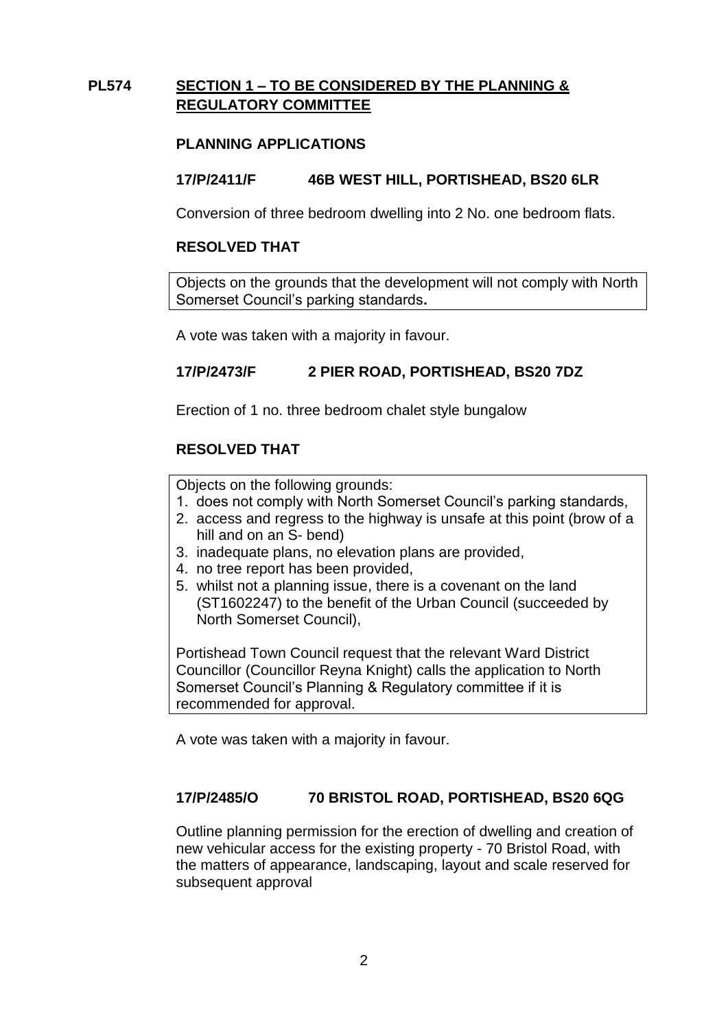## PL574 SECTION 1 – TO BE CONSIDERED BY THE PLANNING & REGULATORY COMMITTEE

### PLANNING APPLICATIONS

#### 17/P/2411/F 46B WEST HILL, PORTISHEAD, BS20 6LR

Conversion of three bedroom dwelling into 2 No. one bedroom flats.

**RESOLVED THAT**

Objects on the grounds that the development will not comply with North Somerset Council's parking standards**.**

A vote was taken with a majority in favour.

#### 17/P/2473/F 2 PIER ROAD, PORTISHEAD, BS20 7DZ

Erection of 1 no. three bedroom chalet style bungalow

**RESOLVED THAT**

Objects on the following grounds:

1. does not comply with North Somerset Council's parking standards,
2. access and regress to the highway is unsafe at this point (brow of a hill and on an S- bend)
3. inadequate plans, no elevation plans are provided,
4. no tree report has been provided,
5. whilst not a planning issue, there is a covenant on the land (ST1602247) to the benefit of the Urban Council (succeeded by North Somerset Council),

Portishead Town Council request that the relevant Ward District Councillor (Councillor Reyna Knight) calls the application to North Somerset Council's Planning & Regulatory committee if it is recommended for approval.

A vote was taken with a majority in favour.

#### 17/P/2485/O 70 BRISTOL ROAD, PORTISHEAD, BS20 6QG

Outline planning permission for the erection of dwelling and creation of new vehicular access for the existing property - 70 Bristol Road, with the matters of appearance, landscaping, layout and scale reserved for subsequent approval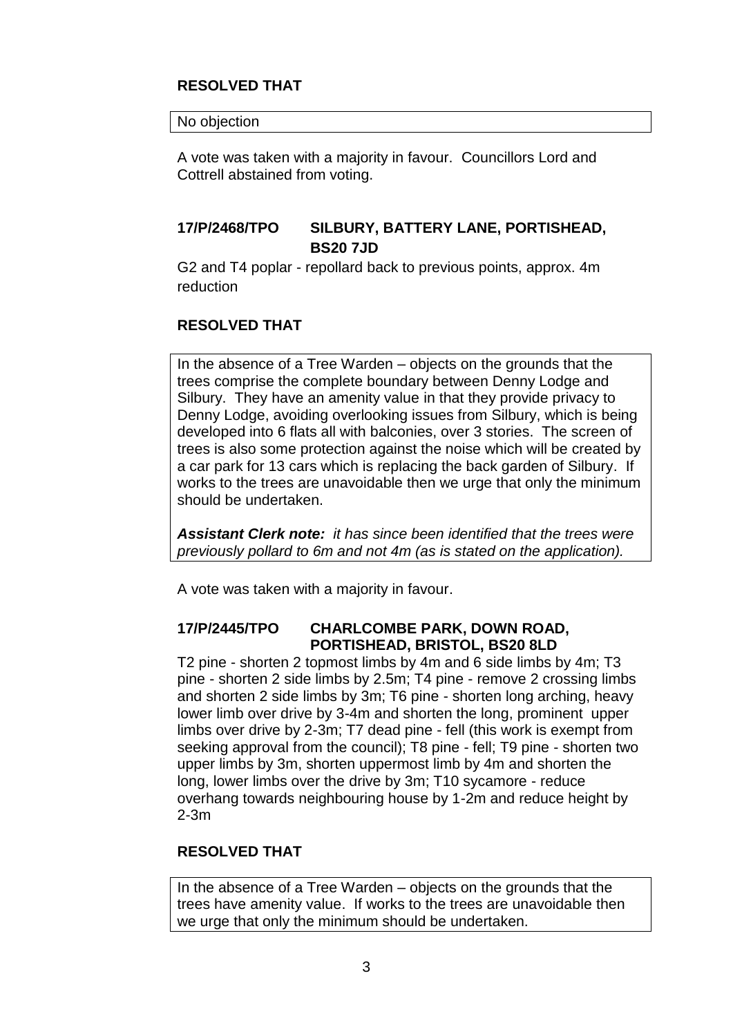**RESOLVED THAT**

No objection

A vote was taken with a majority in favour. Councillors Lord and Cottrell abstained from voting.

### 17/P/2468/TPO SILBURY, BATTERY LANE, PORTISHEAD, BS20 7JD

G2 and T4 poplar - repollard back to previous points, approx. 4m reduction

**RESOLVED THAT**

In the absence of a Tree Warden – objects on the grounds that the trees comprise the complete boundary between Denny Lodge and Silbury. They have an amenity value in that they provide privacy to Denny Lodge, avoiding overlooking issues from Silbury, which is being developed into 6 flats all with balconies, over 3 stories. The screen of trees is also some protection against the noise which will be created by a car park for 13 cars which is replacing the back garden of Silbury. If works to the trees are unavoidable then we urge that only the minimum should be undertaken.

***Assistant Clerk note:*** *it has since been identified that the trees were previously pollard to 6m and not 4m (as is stated on the application).*

A vote was taken with a majority in favour.

### 17/P/2445/TPO CHARLCOMBE PARK, DOWN ROAD, PORTISHEAD, BRISTOL, BS20 8LD

T2 pine - shorten 2 topmost limbs by 4m and 6 side limbs by 4m; T3 pine - shorten 2 side limbs by 2.5m; T4 pine - remove 2 crossing limbs and shorten 2 side limbs by 3m; T6 pine - shorten long arching, heavy lower limb over drive by 3-4m and shorten the long, prominent upper limbs over drive by 2-3m; T7 dead pine - fell (this work is exempt from seeking approval from the council); T8 pine - fell; T9 pine - shorten two upper limbs by 3m, shorten uppermost limb by 4m and shorten the long, lower limbs over the drive by 3m; T10 sycamore - reduce overhang towards neighbouring house by 1-2m and reduce height by 2-3m

**RESOLVED THAT**

In the absence of a Tree Warden – objects on the grounds that the trees have amenity value. If works to the trees are unavoidable then we urge that only the minimum should be undertaken.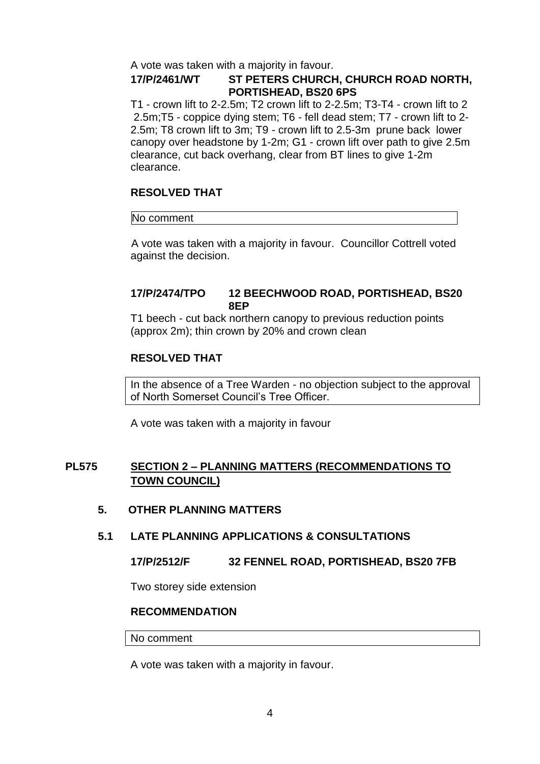A vote was taken with a majority in favour.

**17/P/2461/WT ST PETERS CHURCH, CHURCH ROAD NORTH, PORTISHEAD, BS20 6PS**

T1 - crown lift to 2-2.5m; T2 crown lift to 2-2.5m; T3-T4 - crown lift to 2 2.5m;T5 - coppice dying stem; T6 - fell dead stem; T7 - crown lift to 2-2.5m; T8 crown lift to 3m; T9 - crown lift to 2.5-3m prune back lower canopy over headstone by 1-2m; G1 - crown lift over path to give 2.5m clearance, cut back overhang, clear from BT lines to give 1-2m clearance.

**RESOLVED THAT**

No comment

A vote was taken with a majority in favour. Councillor Cottrell voted against the decision.

**17/P/2474/TPO 12 BEECHWOOD ROAD, PORTISHEAD, BS20 8EP**

T1 beech - cut back northern canopy to previous reduction points (approx 2m); thin crown by 20% and crown clean

**RESOLVED THAT**

In the absence of a Tree Warden - no objection subject to the approval of North Somerset Council's Tree Officer.

A vote was taken with a majority in favour

## PL575 SECTION 2 – PLANNING MATTERS (RECOMMENDATIONS TO TOWN COUNCIL)

### 5. OTHER PLANNING MATTERS

### 5.1 LATE PLANNING APPLICATIONS & CONSULTATIONS

**17/P/2512/F 32 FENNEL ROAD, PORTISHEAD, BS20 7FB**

Two storey side extension

**RECOMMENDATION**

No comment

A vote was taken with a majority in favour.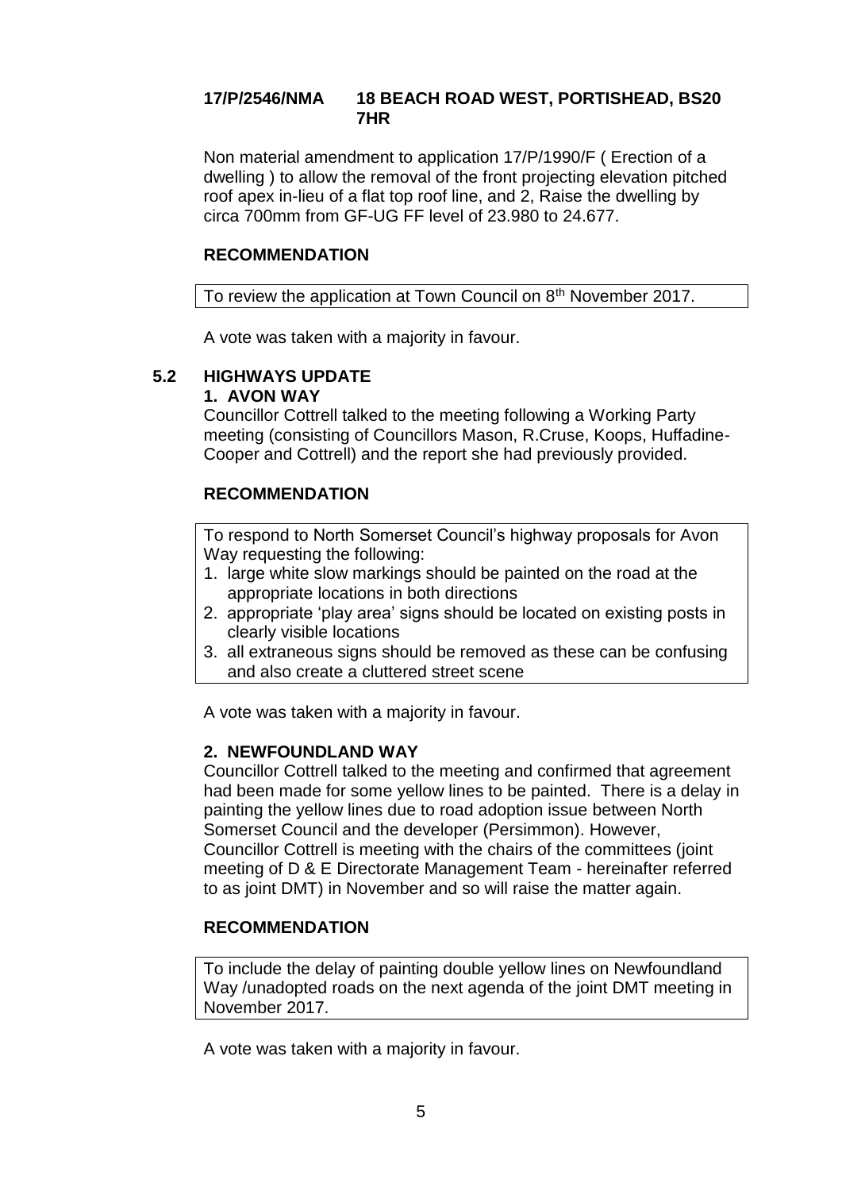**17/P/2546/NMA 18 BEACH ROAD WEST, PORTISHEAD, BS20 7HR**

Non material amendment to application 17/P/1990/F ( Erection of a dwelling ) to allow the removal of the front projecting elevation pitched roof apex in-lieu of a flat top roof line, and 2, Raise the dwelling by circa 700mm from GF-UG FF level of 23.980 to 24.677.

**RECOMMENDATION**

To review the application at Town Council on 8th November 2017.

A vote was taken with a majority in favour.

## 5.2 HIGHWAYS UPDATE

### 1. AVON WAY

Councillor Cottrell talked to the meeting following a Working Party meeting (consisting of Councillors Mason, R.Cruse, Koops, Huffadine-Cooper and Cottrell) and the report she had previously provided.

**RECOMMENDATION**

To respond to North Somerset Council's highway proposals for Avon Way requesting the following:

1. large white slow markings should be painted on the road at the appropriate locations in both directions
2. appropriate 'play area' signs should be located on existing posts in clearly visible locations
3. all extraneous signs should be removed as these can be confusing and also create a cluttered street scene

A vote was taken with a majority in favour.

### 2. NEWFOUNDLAND WAY

Councillor Cottrell talked to the meeting and confirmed that agreement had been made for some yellow lines to be painted. There is a delay in painting the yellow lines due to road adoption issue between North Somerset Council and the developer (Persimmon). However, Councillor Cottrell is meeting with the chairs of the committees (joint meeting of D & E Directorate Management Team - hereinafter referred to as joint DMT) in November and so will raise the matter again.

**RECOMMENDATION**

To include the delay of painting double yellow lines on Newfoundland Way /unadopted roads on the next agenda of the joint DMT meeting in November 2017.

A vote was taken with a majority in favour.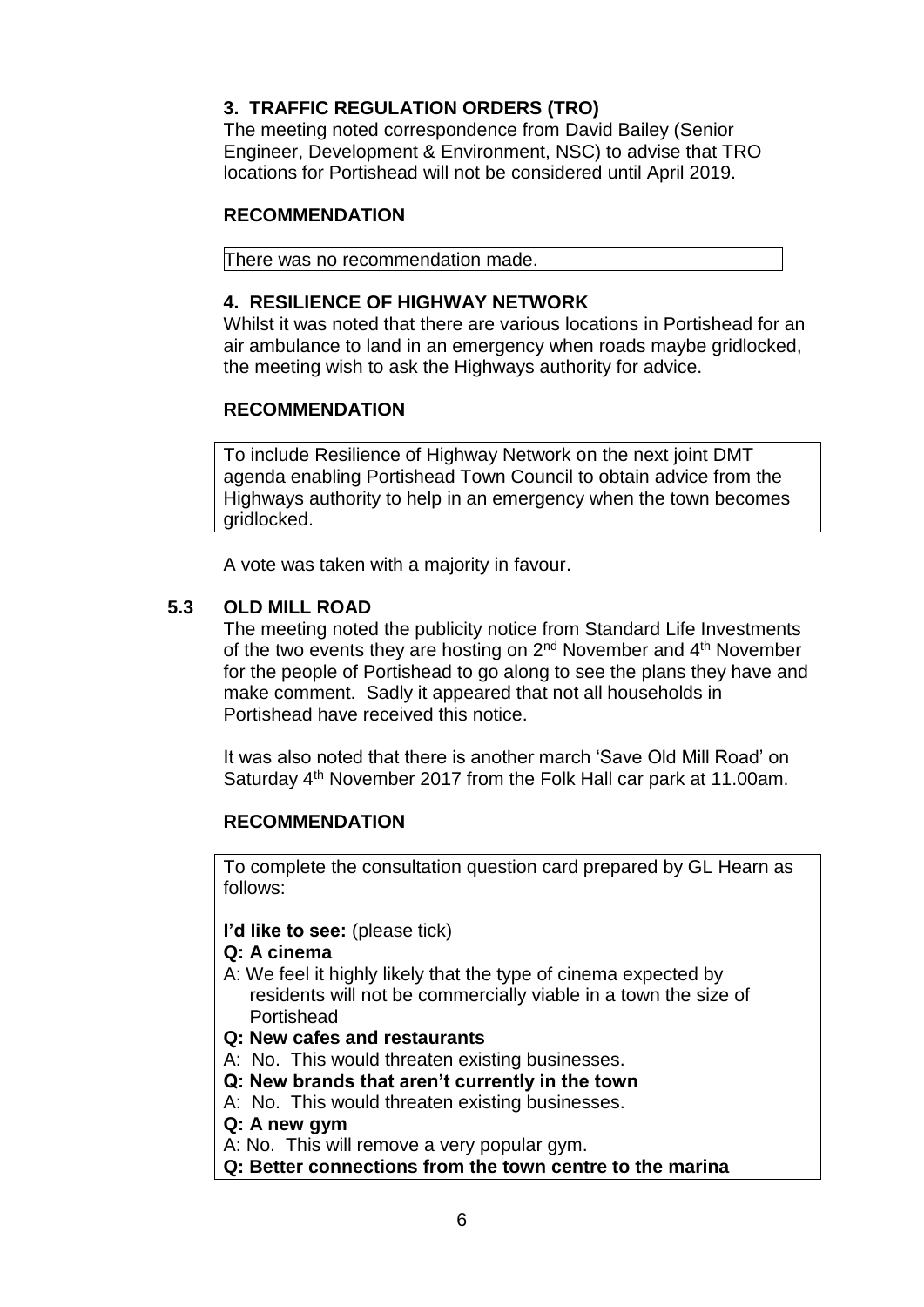### 3. TRAFFIC REGULATION ORDERS (TRO)

The meeting noted correspondence from David Bailey (Senior Engineer, Development & Environment, NSC) to advise that TRO locations for Portishead will not be considered until April 2019.

**RECOMMENDATION**

There was no recommendation made.

### 4. RESILIENCE OF HIGHWAY NETWORK

Whilst it was noted that there are various locations in Portishead for an air ambulance to land in an emergency when roads maybe gridlocked, the meeting wish to ask the Highways authority for advice.

**RECOMMENDATION**

To include Resilience of Highway Network on the next joint DMT agenda enabling Portishead Town Council to obtain advice from the Highways authority to help in an emergency when the town becomes gridlocked.

A vote was taken with a majority in favour.

### 5.3 OLD MILL ROAD

The meeting noted the publicity notice from Standard Life Investments of the two events they are hosting on 2nd November and 4th November for the people of Portishead to go along to see the plans they have and make comment. Sadly it appeared that not all households in Portishead have received this notice.

It was also noted that there is another march 'Save Old Mill Road' on Saturday 4th November 2017 from the Folk Hall car park at 11.00am.

**RECOMMENDATION**

To complete the consultation question card prepared by GL Hearn as follows:

**I'd like to see:** (please tick)

**Q: A cinema**

A: We feel it highly likely that the type of cinema expected by residents will not be commercially viable in a town the size of Portishead

**Q: New cafes and restaurants**

A: No. This would threaten existing businesses.

**Q: New brands that aren't currently in the town**

A: No. This would threaten existing businesses.

**Q: A new gym**

A: No. This will remove a very popular gym.

**Q: Better connections from the town centre to the marina**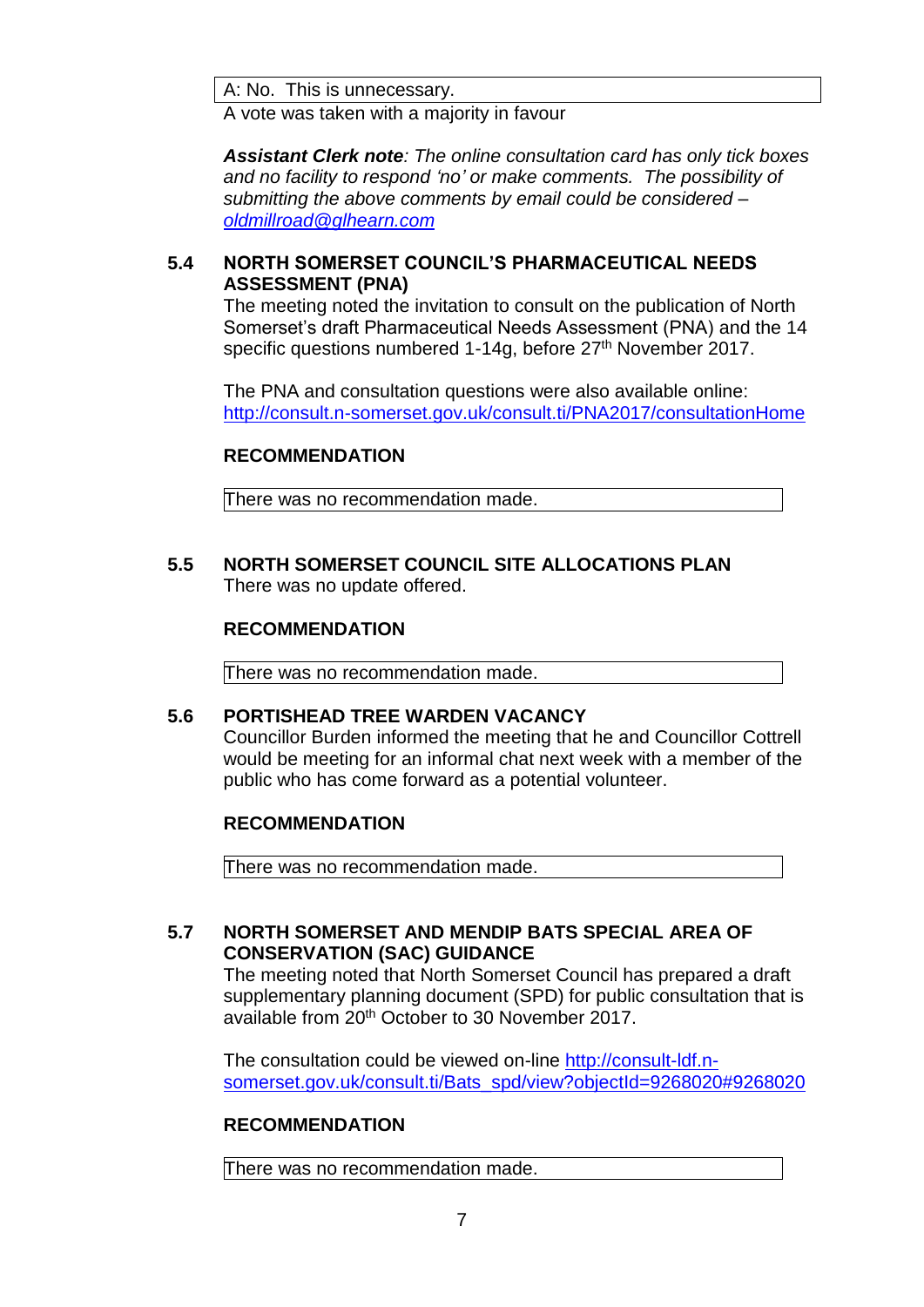A: No. This is unnecessary.

A vote was taken with a majority in favour

***Assistant Clerk note**: The online consultation card has only tick boxes and no facility to respond 'no' or make comments. The possibility of submitting the above comments by email could be considered – oldmillroad@glhearn.com*

### 5.4 NORTH SOMERSET COUNCIL'S PHARMACEUTICAL NEEDS ASSESSMENT (PNA)

The meeting noted the invitation to consult on the publication of North Somerset's draft Pharmaceutical Needs Assessment (PNA) and the 14 specific questions numbered 1-14g, before 27th November 2017.

The PNA and consultation questions were also available online: http://consult.n-somerset.gov.uk/consult.ti/PNA2017/consultationHome

**RECOMMENDATION**

There was no recommendation made.

### 5.5 NORTH SOMERSET COUNCIL SITE ALLOCATIONS PLAN

There was no update offered.

**RECOMMENDATION**

There was no recommendation made.

### 5.6 PORTISHEAD TREE WARDEN VACANCY

Councillor Burden informed the meeting that he and Councillor Cottrell would be meeting for an informal chat next week with a member of the public who has come forward as a potential volunteer.

**RECOMMENDATION**

There was no recommendation made.

### 5.7 NORTH SOMERSET AND MENDIP BATS SPECIAL AREA OF CONSERVATION (SAC) GUIDANCE

The meeting noted that North Somerset Council has prepared a draft supplementary planning document (SPD) for public consultation that is available from 20th October to 30 November 2017.

The consultation could be viewed on-line http://consult-ldf.n-somerset.gov.uk/consult.ti/Bats_spd/view?objectId=9268020#9268020

**RECOMMENDATION**

There was no recommendation made.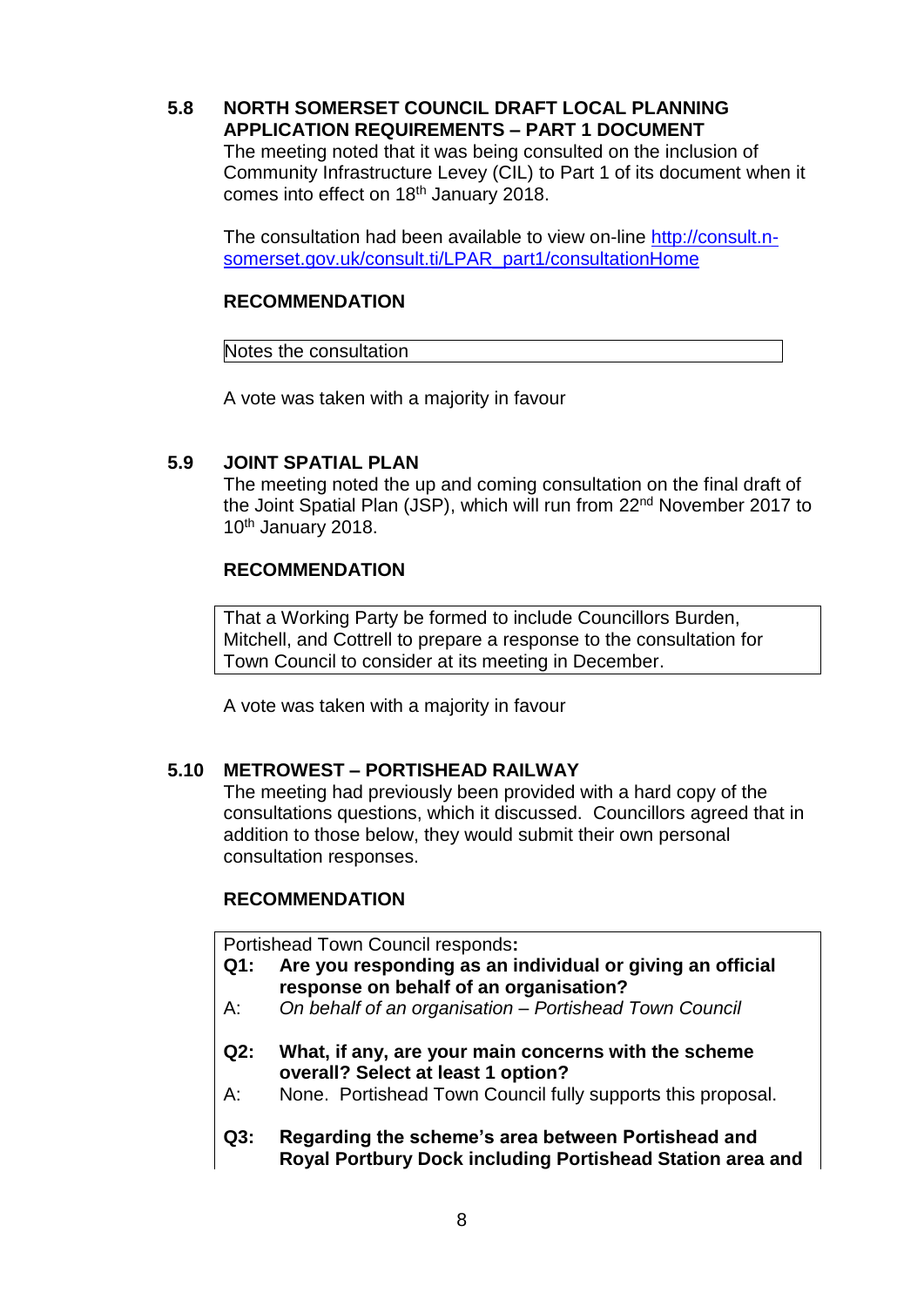## 5.8 NORTH SOMERSET COUNCIL DRAFT LOCAL PLANNING APPLICATION REQUIREMENTS – PART 1 DOCUMENT

The meeting noted that it was being consulted on the inclusion of Community Infrastructure Levey (CIL) to Part 1 of its document when it comes into effect on 18th January 2018.

The consultation had been available to view on-line http://consult.n-somerset.gov.uk/consult.ti/LPAR_part1/consultationHome

**RECOMMENDATION**

Notes the consultation

A vote was taken with a majority in favour

## 5.9 JOINT SPATIAL PLAN

The meeting noted the up and coming consultation on the final draft of the Joint Spatial Plan (JSP), which will run from 22nd November 2017 to 10th January 2018.

**RECOMMENDATION**

That a Working Party be formed to include Councillors Burden, Mitchell, and Cottrell to prepare a response to the consultation for Town Council to consider at its meeting in December.

A vote was taken with a majority in favour

## 5.10 METROWEST – PORTISHEAD RAILWAY

The meeting had previously been provided with a hard copy of the consultations questions, which it discussed. Councillors agreed that in addition to those below, they would submit their own personal consultation responses.

**RECOMMENDATION**

Portishead Town Council responds**:**

**Q1: Are you responding as an individual or giving an official response on behalf of an organisation?**

A: *On behalf of an organisation – Portishead Town Council*

**Q2: What, if any, are your main concerns with the scheme overall? Select at least 1 option?**

A: None. Portishead Town Council fully supports this proposal.

**Q3: Regarding the scheme's area between Portishead and Royal Portbury Dock including Portishead Station area and**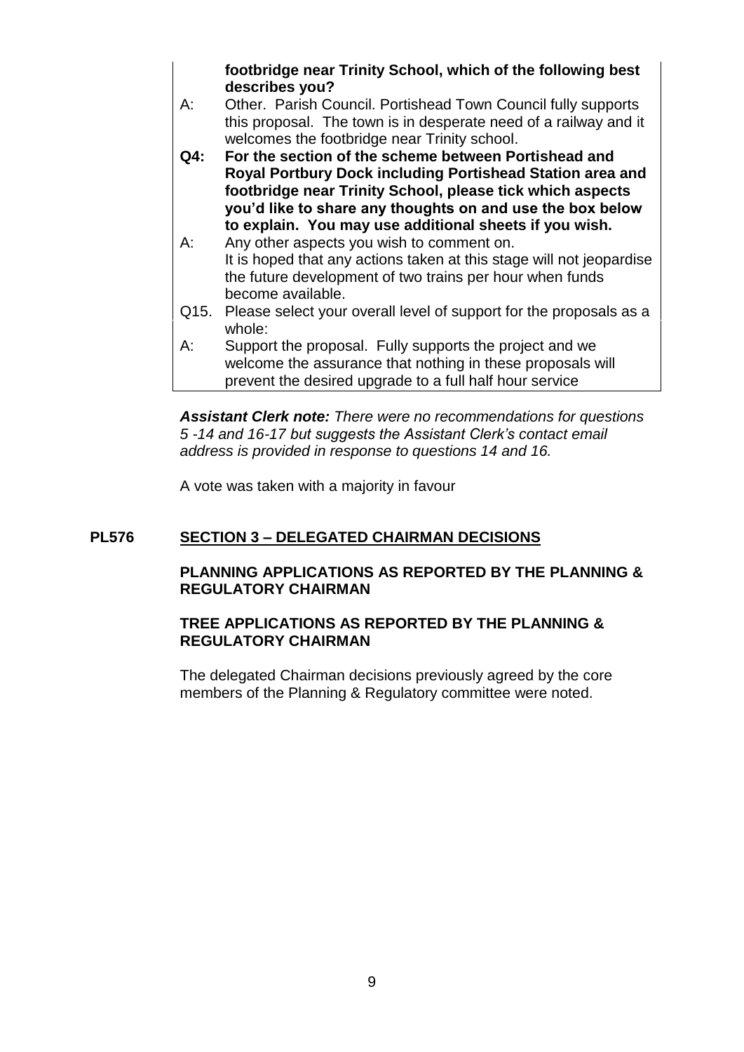**footbridge near Trinity School, which of the following best describes you?**

A: Other. Parish Council. Portishead Town Council fully supports this proposal. The town is in desperate need of a railway and it welcomes the footbridge near Trinity school.

**Q4: For the section of the scheme between Portishead and Royal Portbury Dock including Portishead Station area and footbridge near Trinity School, please tick which aspects you'd like to share any thoughts on and use the box below to explain. You may use additional sheets if you wish.**

A: Any other aspects you wish to comment on.
It is hoped that any actions taken at this stage will not jeopardise the future development of two trains per hour when funds become available.

Q15. Please select your overall level of support for the proposals as a whole:

A: Support the proposal. Fully supports the project and we welcome the assurance that nothing in these proposals will prevent the desired upgrade to a full half hour service

***Assistant Clerk note:*** *There were no recommendations for questions 5 -14 and 16-17 but suggests the Assistant Clerk's contact email address is provided in response to questions 14 and 16.*

A vote was taken with a majority in favour

## PL576 SECTION 3 – DELEGATED CHAIRMAN DECISIONS

### PLANNING APPLICATIONS AS REPORTED BY THE PLANNING & REGULATORY CHAIRMAN

### TREE APPLICATIONS AS REPORTED BY THE PLANNING & REGULATORY CHAIRMAN

The delegated Chairman decisions previously agreed by the core members of the Planning & Regulatory committee were noted.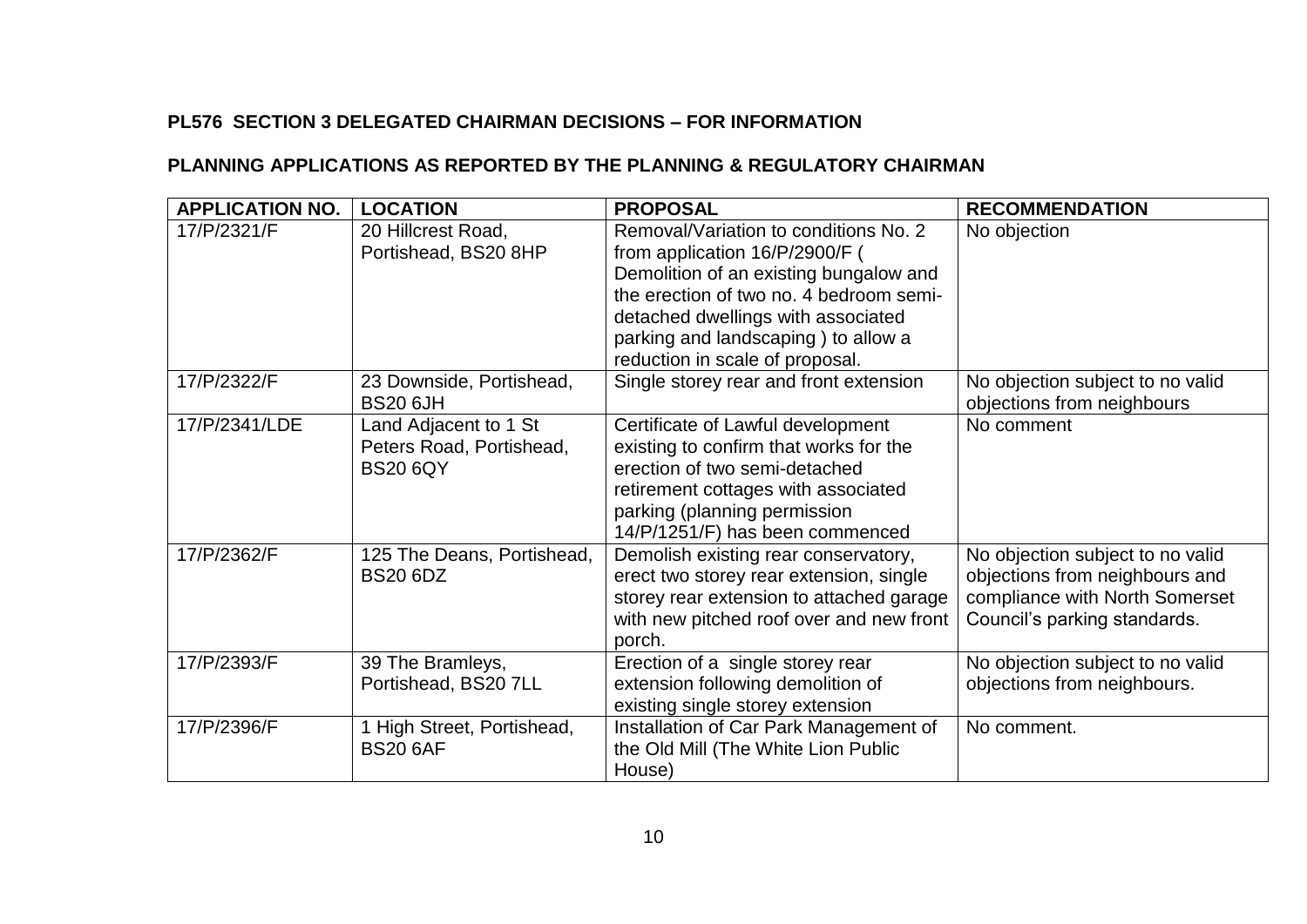**PL576 SECTION 3 DELEGATED CHAIRMAN DECISIONS – FOR INFORMATION**

**PLANNING APPLICATIONS AS REPORTED BY THE PLANNING & REGULATORY CHAIRMAN**

| APPLICATION NO. | LOCATION | PROPOSAL | RECOMMENDATION |
|---|---|---|---|
| 17/P/2321/F | 20 Hillcrest Road, Portishead, BS20 8HP | Removal/Variation to conditions No. 2 from application 16/P/2900/F ( Demolition of an existing bungalow and the erection of two no. 4 bedroom semi-detached dwellings with associated parking and landscaping ) to allow a reduction in scale of proposal. | No objection |
| 17/P/2322/F | 23 Downside, Portishead, BS20 6JH | Single storey rear and front extension | No objection subject to no valid objections from neighbours |
| 17/P/2341/LDE | Land Adjacent to 1 St Peters Road, Portishead, BS20 6QY | Certificate of Lawful development existing to confirm that works for the erection of two semi-detached retirement cottages with associated parking (planning permission 14/P/1251/F) has been commenced | No comment |
| 17/P/2362/F | 125 The Deans, Portishead, BS20 6DZ | Demolish existing rear conservatory, erect two storey rear extension, single storey rear extension to attached garage with new pitched roof over and new front porch. | No objection subject to no valid objections from neighbours and compliance with North Somerset Council's parking standards. |
| 17/P/2393/F | 39 The Bramleys, Portishead, BS20 7LL | Erection of a single storey rear extension following demolition of existing single storey extension | No objection subject to no valid objections from neighbours. |
| 17/P/2396/F | 1 High Street, Portishead, BS20 6AF | Installation of Car Park Management of the Old Mill (The White Lion Public House) | No comment. |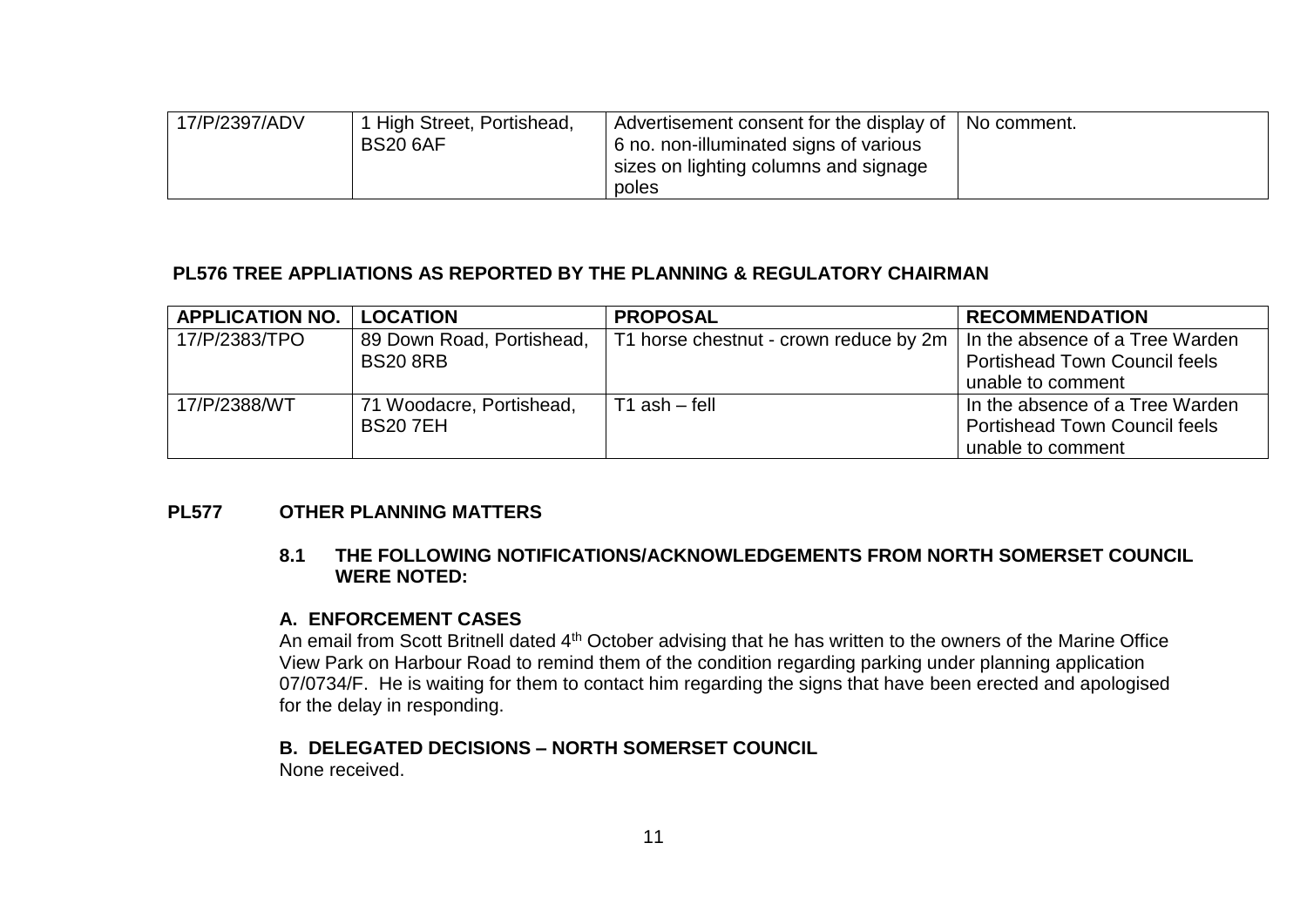| 17/P/2397/ADV | 1 High Street, Portishead, BS20 6AF | Advertisement consent for the display of 6 no. non-illuminated signs of various sizes on lighting columns and signage poles | No comment. |
|---|---|---|---|

**PL576 TREE APPLIATIONS AS REPORTED BY THE PLANNING & REGULATORY CHAIRMAN**

| APPLICATION NO. | LOCATION | PROPOSAL | RECOMMENDATION |
|---|---|---|---|
| 17/P/2383/TPO | 89 Down Road, Portishead, BS20 8RB | T1 horse chestnut - crown reduce by 2m | In the absence of a Tree Warden Portishead Town Council feels unable to comment |
| 17/P/2388/WT | 71 Woodacre, Portishead, BS20 7EH | T1 ash – fell | In the absence of a Tree Warden Portishead Town Council feels unable to comment |

**PL577 OTHER PLANNING MATTERS**

**8.1 THE FOLLOWING NOTIFICATIONS/ACKNOWLEDGEMENTS FROM NORTH SOMERSET COUNCIL WERE NOTED:**

**A. ENFORCEMENT CASES**

An email from Scott Britnell dated 4th October advising that he has written to the owners of the Marine Office View Park on Harbour Road to remind them of the condition regarding parking under planning application 07/0734/F. He is waiting for them to contact him regarding the signs that have been erected and apologised for the delay in responding.

**B. DELEGATED DECISIONS – NORTH SOMERSET COUNCIL**

None received.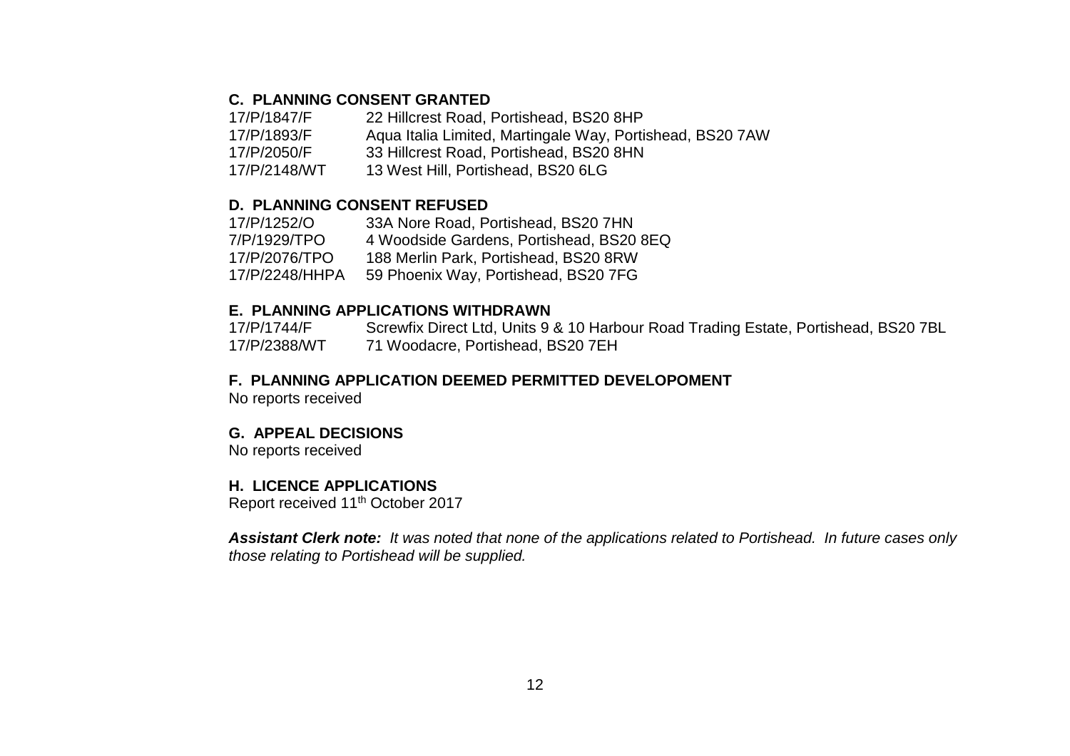### C. PLANNING CONSENT GRANTED

| | |
|---|---|
| 17/P/1847/F | 22 Hillcrest Road, Portishead, BS20 8HP |
| 17/P/1893/F | Aqua Italia Limited, Martingale Way, Portishead, BS20 7AW |
| 17/P/2050/F | 33 Hillcrest Road, Portishead, BS20 8HN |
| 17/P/2148/WT | 13 West Hill, Portishead, BS20 6LG |

### D. PLANNING CONSENT REFUSED

| | |
|---|---|
| 17/P/1252/O | 33A Nore Road, Portishead, BS20 7HN |
| 7/P/1929/TPO | 4 Woodside Gardens, Portishead, BS20 8EQ |
| 17/P/2076/TPO | 188 Merlin Park, Portishead, BS20 8RW |
| 17/P/2248/HHPA | 59 Phoenix Way, Portishead, BS20 7FG |

### E. PLANNING APPLICATIONS WITHDRAWN

| | |
|---|---|
| 17/P/1744/F | Screwfix Direct Ltd, Units 9 & 10 Harbour Road Trading Estate, Portishead, BS20 7BL |
| 17/P/2388/WT | 71 Woodacre, Portishead, BS20 7EH |

### F. PLANNING APPLICATION DEEMED PERMITTED DEVELOPOMENT

No reports received

### G. APPEAL DECISIONS

No reports received

### H. LICENCE APPLICATIONS

Report received 11th October 2017

***Assistant Clerk note:*** *It was noted that none of the applications related to Portishead. In future cases only those relating to Portishead will be supplied.*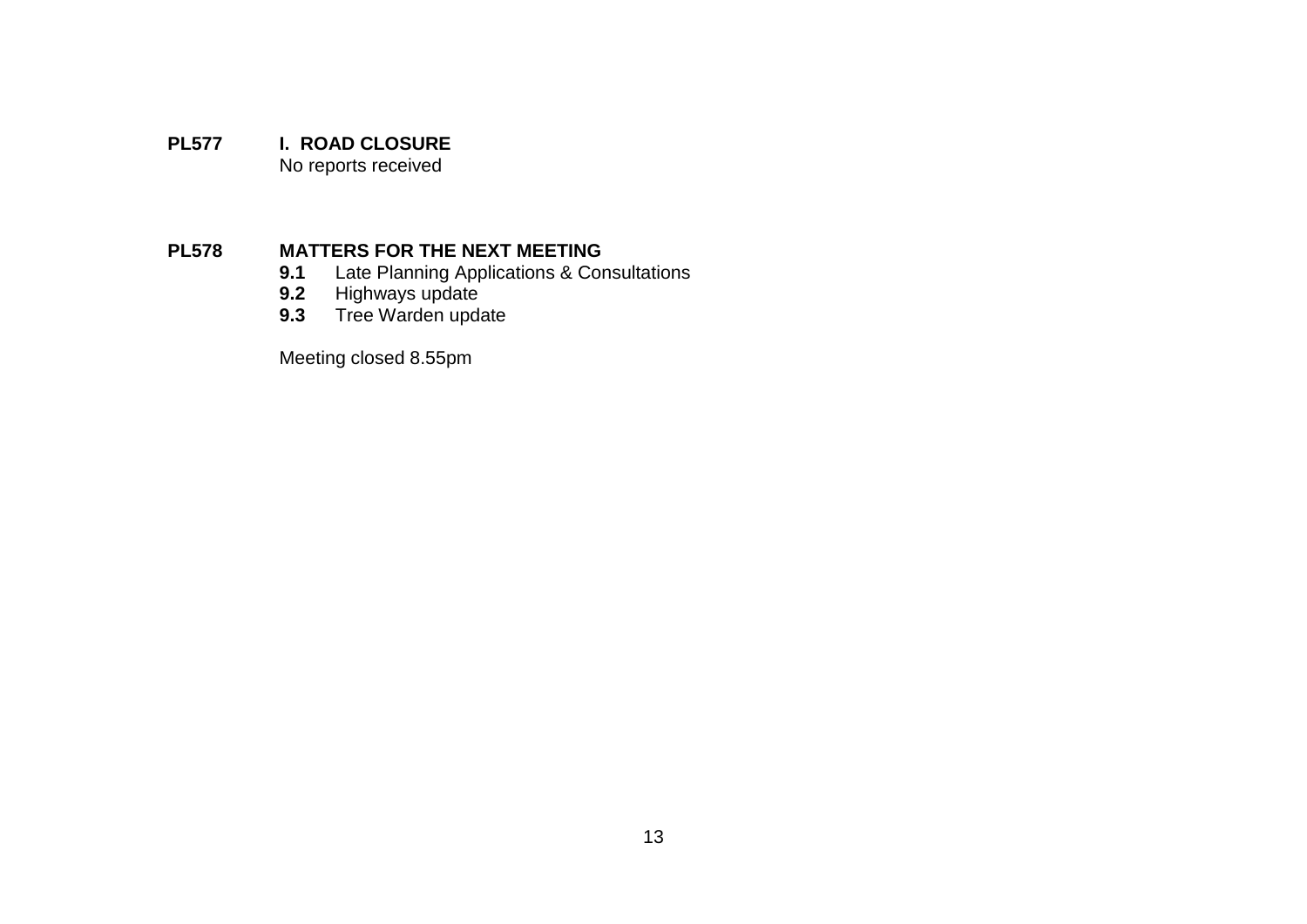**PL577** **I. ROAD CLOSURE**

No reports received

**PL578** **MATTERS FOR THE NEXT MEETING**

**9.1** Late Planning Applications & Consultations
**9.2** Highways update
**9.3** Tree Warden update

Meeting closed 8.55pm